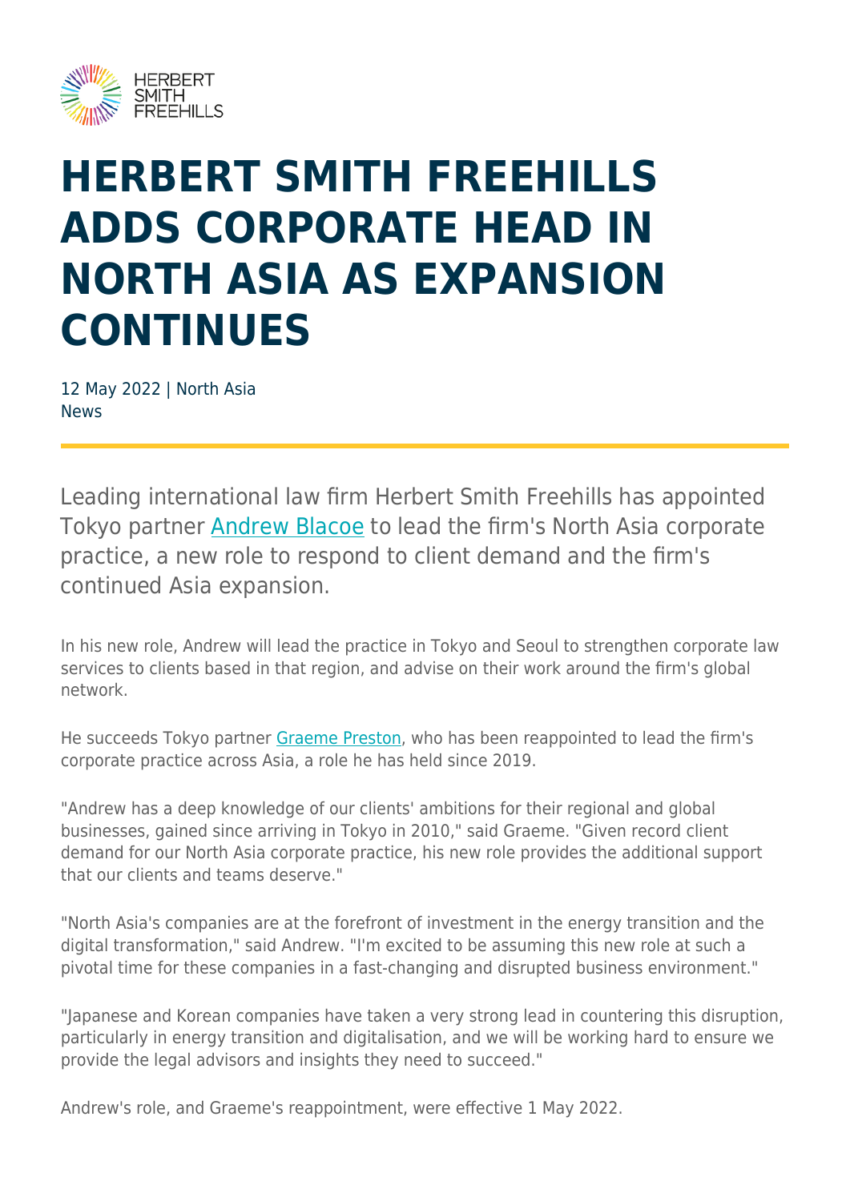# HERBERT SMITH FREEHILLS ADDS CORPORATE HEAD IN NORTH ASIA AS EXPANSION CONTINUES

12 May 2022 | North Asia
News

Leading international law firm Herbert Smith Freehills has appointed Tokyo partner Andrew Blacoe to lead the firm's North Asia corporate practice, a new role to respond to client demand and the firm's continued Asia expansion.

In his new role, Andrew will lead the practice in Tokyo and Seoul to strengthen corporate law services to clients based in that region, and advise on their work around the firm's global network.

He succeeds Tokyo partner Graeme Preston, who has been reappointed to lead the firm's corporate practice across Asia, a role he has held since 2019.

"Andrew has a deep knowledge of our clients' ambitions for their regional and global businesses, gained since arriving in Tokyo in 2010," said Graeme. "Given record client demand for our North Asia corporate practice, his new role provides the additional support that our clients and teams deserve."

"North Asia's companies are at the forefront of investment in the energy transition and the digital transformation," said Andrew. "I'm excited to be assuming this new role at such a pivotal time for these companies in a fast-changing and disrupted business environment."

"Japanese and Korean companies have taken a very strong lead in countering this disruption, particularly in energy transition and digitalisation, and we will be working hard to ensure we provide the legal advisors and insights they need to succeed."

Andrew's role, and Graeme's reappointment, were effective 1 May 2022.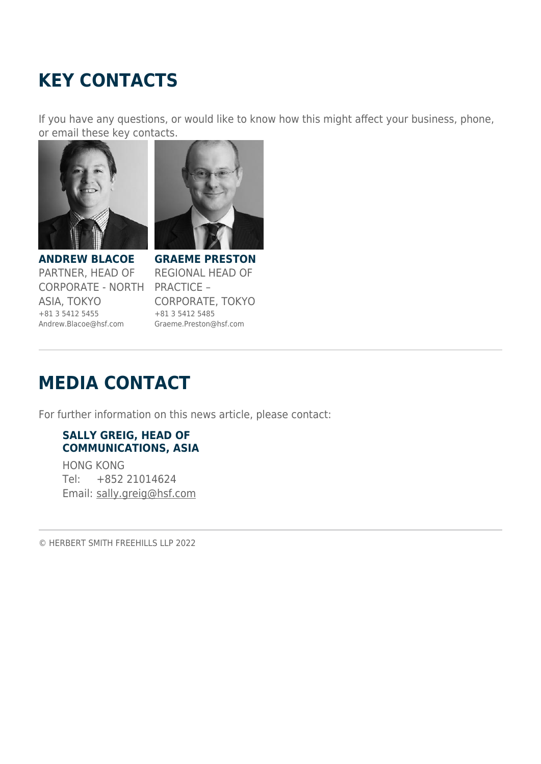## KEY CONTACTS

If you have any questions, or would like to know how this might affect your business, phone, or email these key contacts.

**ANDREW BLACOE**
PARTNER, HEAD OF CORPORATE - NORTH ASIA, TOKYO
+81 3 5412 5455
Andrew.Blacoe@hsf.com

**GRAEME PRESTON**
REGIONAL HEAD OF PRACTICE – CORPORATE, TOKYO
+81 3 5412 5485
Graeme.Preston@hsf.com

## MEDIA CONTACT

For further information on this news article, please contact:

**SALLY GREIG, HEAD OF COMMUNICATIONS, ASIA**

HONG KONG
Tel: +852 21014624
Email: sally.greig@hsf.com

© HERBERT SMITH FREEHILLS LLP 2022